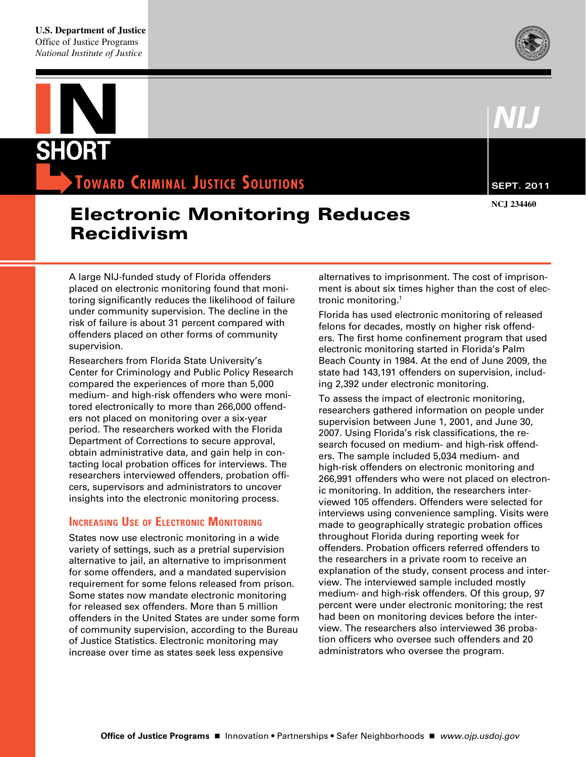U.S. Department of Justice
Office of Justice Programs
*National Institute of Justice*

# IN SHORT

**TOWARD CRIMINAL JUSTICE SOLUTIONS**

SEPT. 2011

NCJ 234460

# Electronic Monitoring Reduces Recidivism

A large NIJ-funded study of Florida offenders placed on electronic monitoring found that monitoring significantly reduces the likelihood of failure under community supervision. The decline in the risk of failure is about 31 percent compared with offenders placed on other forms of community supervision.

Researchers from Florida State University's Center for Criminology and Public Policy Research compared the experiences of more than 5,000 medium- and high-risk offenders who were monitored electronically to more than 266,000 offenders not placed on monitoring over a six-year period. The researchers worked with the Florida Department of Corrections to secure approval, obtain administrative data, and gain help in contacting local probation offices for interviews. The researchers interviewed offenders, probation officers, supervisors and administrators to uncover insights into the electronic monitoring process.

## Increasing Use of Electronic Monitoring

States now use electronic monitoring in a wide variety of settings, such as a pretrial supervision alternative to jail, an alternative to imprisonment for some offenders, and a mandated supervision requirement for some felons released from prison. Some states now mandate electronic monitoring for released sex offenders. More than 5 million offenders in the United States are under some form of community supervision, according to the Bureau of Justice Statistics. Electronic monitoring may increase over time as states seek less expensive alternatives to imprisonment. The cost of imprisonment is about six times higher than the cost of electronic monitoring.[1]

Florida has used electronic monitoring of released felons for decades, mostly on higher risk offenders. The first home confinement program that used electronic monitoring started in Florida's Palm Beach County in 1984. At the end of June 2009, the state had 143,191 offenders on supervision, including 2,392 under electronic monitoring.

To assess the impact of electronic monitoring, researchers gathered information on people under supervision between June 1, 2001, and June 30, 2007. Using Florida's risk classifications, the research focused on medium- and high-risk offenders. The sample included 5,034 medium- and high-risk offenders on electronic monitoring and 266,991 offenders who were not placed on electronic monitoring. In addition, the researchers interviewed 105 offenders. Offenders were selected for interviews using convenience sampling. Visits were made to geographically strategic probation offices throughout Florida during reporting week for offenders. Probation officers referred offenders to the researchers in a private room to receive an explanation of the study, consent process and interview. The interviewed sample included mostly medium- and high-risk offenders. Of this group, 97 percent were under electronic monitoring; the rest had been on monitoring devices before the interview. The researchers also interviewed 36 probation officers who oversee such offenders and 20 administrators who oversee the program.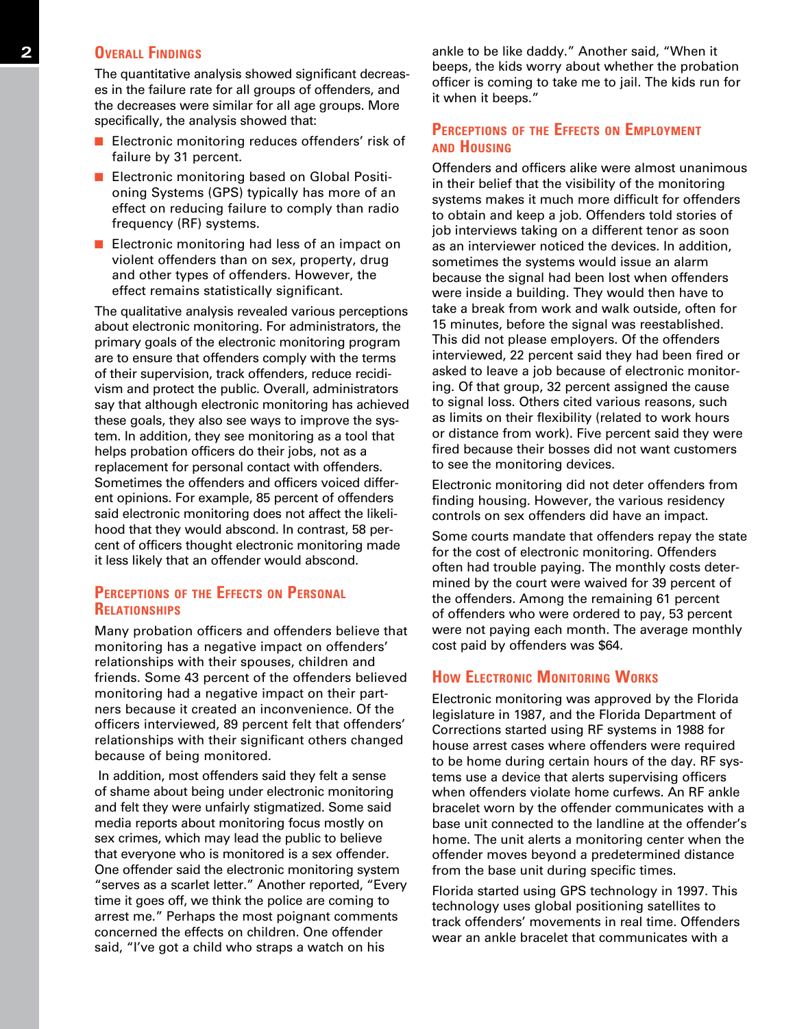## Overall Findings

The quantitative analysis showed significant decreases in the failure rate for all groups of offenders, and the decreases were similar for all age groups. More specifically, the analysis showed that:

- Electronic monitoring reduces offenders' risk of failure by 31 percent.
- Electronic monitoring based on Global Positioning Systems (GPS) typically has more of an effect on reducing failure to comply than radio frequency (RF) systems.
- Electronic monitoring had less of an impact on violent offenders than on sex, property, drug and other types of offenders. However, the effect remains statistically significant.

The qualitative analysis revealed various perceptions about electronic monitoring. For administrators, the primary goals of the electronic monitoring program are to ensure that offenders comply with the terms of their supervision, track offenders, reduce recidivism and protect the public. Overall, administrators say that although electronic monitoring has achieved these goals, they also see ways to improve the system. In addition, they see monitoring as a tool that helps probation officers do their jobs, not as a replacement for personal contact with offenders. Sometimes the offenders and officers voiced different opinions. For example, 85 percent of offenders said electronic monitoring does not affect the likelihood that they would abscond. In contrast, 58 percent of officers thought electronic monitoring made it less likely that an offender would abscond.

## Perceptions of the Effects on Personal Relationships

Many probation officers and offenders believe that monitoring has a negative impact on offenders' relationships with their spouses, children and friends. Some 43 percent of the offenders believed monitoring had a negative impact on their partners because it created an inconvenience. Of the officers interviewed, 89 percent felt that offenders' relationships with their significant others changed because of being monitored.

In addition, most offenders said they felt a sense of shame about being under electronic monitoring and felt they were unfairly stigmatized. Some said media reports about monitoring focus mostly on sex crimes, which may lead the public to believe that everyone who is monitored is a sex offender. One offender said the electronic monitoring system "serves as a scarlet letter." Another reported, "Every time it goes off, we think the police are coming to arrest me." Perhaps the most poignant comments concerned the effects on children. One offender said, "I've got a child who straps a watch on his ankle to be like daddy." Another said, "When it beeps, the kids worry about whether the probation officer is coming to take me to jail. The kids run for it when it beeps."

## Perceptions of the Effects on Employment and Housing

Offenders and officers alike were almost unanimous in their belief that the visibility of the monitoring systems makes it much more difficult for offenders to obtain and keep a job. Offenders told stories of job interviews taking on a different tenor as soon as an interviewer noticed the devices. In addition, sometimes the systems would issue an alarm because the signal had been lost when offenders were inside a building. They would then have to take a break from work and walk outside, often for 15 minutes, before the signal was reestablished. This did not please employers. Of the offenders interviewed, 22 percent said they had been fired or asked to leave a job because of electronic monitoring. Of that group, 32 percent assigned the cause to signal loss. Others cited various reasons, such as limits on their flexibility (related to work hours or distance from work). Five percent said they were fired because their bosses did not want customers to see the monitoring devices.

Electronic monitoring did not deter offenders from finding housing. However, the various residency controls on sex offenders did have an impact.

Some courts mandate that offenders repay the state for the cost of electronic monitoring. Offenders often had trouble paying. The monthly costs determined by the court were waived for 39 percent of the offenders. Among the remaining 61 percent of offenders who were ordered to pay, 53 percent were not paying each month. The average monthly cost paid by offenders was $64.

## How Electronic Monitoring Works

Electronic monitoring was approved by the Florida legislature in 1987, and the Florida Department of Corrections started using RF systems in 1988 for house arrest cases where offenders were required to be home during certain hours of the day. RF systems use a device that alerts supervising officers when offenders violate home curfews. An RF ankle bracelet worn by the offender communicates with a base unit connected to the landline at the offender's home. The unit alerts a monitoring center when the offender moves beyond a predetermined distance from the base unit during specific times.

Florida started using GPS technology in 1997. This technology uses global positioning satellites to track offenders' movements in real time. Offenders wear an ankle bracelet that communicates with a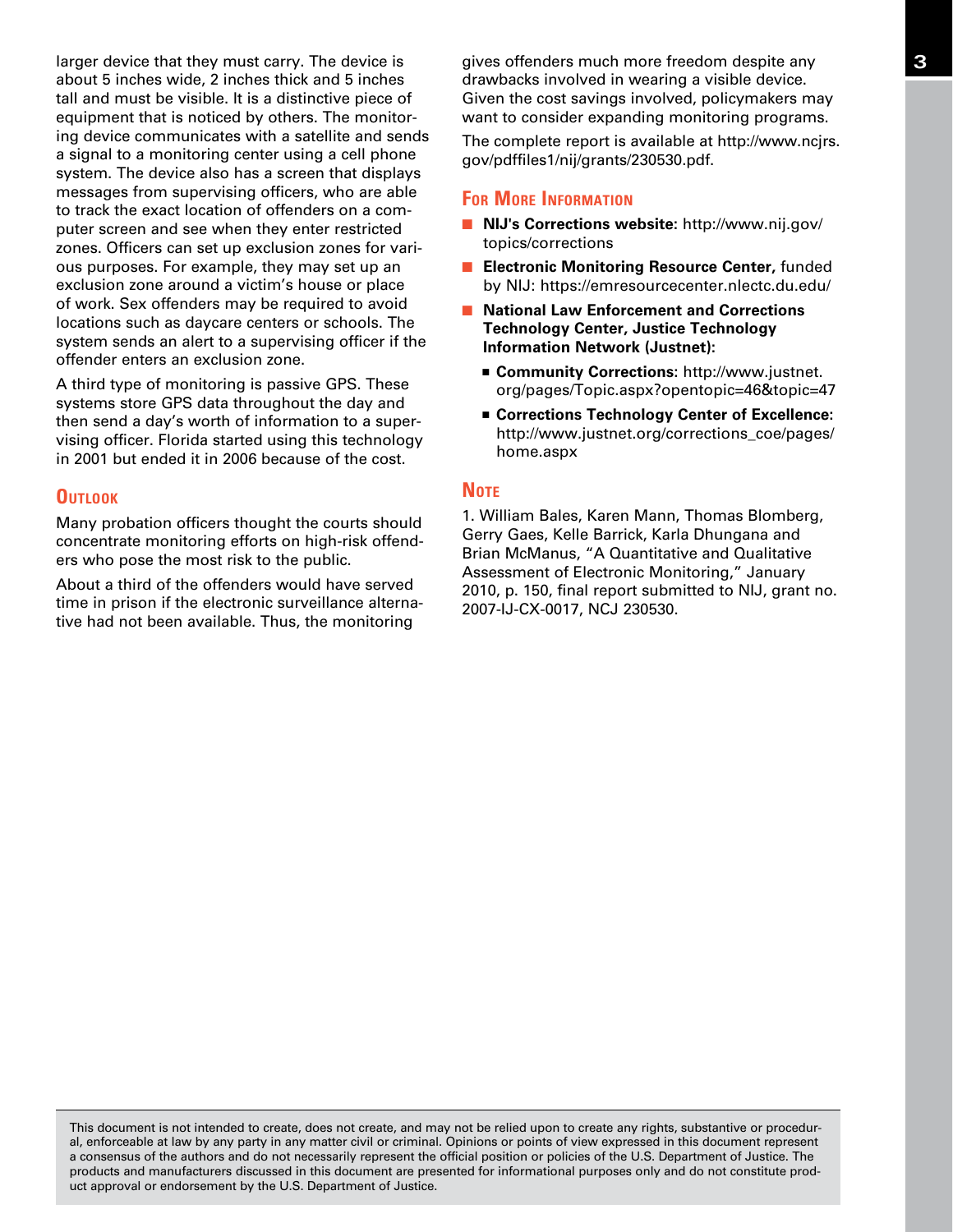larger device that they must carry. The device is about 5 inches wide, 2 inches thick and 5 inches tall and must be visible. It is a distinctive piece of equipment that is noticed by others. The monitoring device communicates with a satellite and sends a signal to a monitoring center using a cell phone system. The device also has a screen that displays messages from supervising officers, who are able to track the exact location of offenders on a computer screen and see when they enter restricted zones. Officers can set up exclusion zones for various purposes. For example, they may set up an exclusion zone around a victim's house or place of work. Sex offenders may be required to avoid locations such as daycare centers or schools. The system sends an alert to a supervising officer if the offender enters an exclusion zone.

A third type of monitoring is passive GPS. These systems store GPS data throughout the day and then send a day's worth of information to a supervising officer. Florida started using this technology in 2001 but ended it in 2006 because of the cost.

## Outlook

Many probation officers thought the courts should concentrate monitoring efforts on high-risk offenders who pose the most risk to the public.

About a third of the offenders would have served time in prison if the electronic surveillance alternative had not been available. Thus, the monitoring gives offenders much more freedom despite any drawbacks involved in wearing a visible device. Given the cost savings involved, policymakers may want to consider expanding monitoring programs.

The complete report is available at http://www.ncjrs.gov/pdffiles1/nij/grants/230530.pdf.

## For More Information

- **NIJ's Corrections website:** http://www.nij.gov/topics/corrections
- **Electronic Monitoring Resource Center,** funded by NIJ: https://emresourcecenter.nlectc.du.edu/
- **National Law Enforcement and Corrections Technology Center, Justice Technology Information Network (Justnet):**
  - **Community Corrections:** http://www.justnet.org/pages/Topic.aspx?opentopic=46&topic=47
  - **Corrections Technology Center of Excellence:** http://www.justnet.org/corrections_coe/pages/home.aspx

## Note

1. William Bales, Karen Mann, Thomas Blomberg, Gerry Gaes, Kelle Barrick, Karla Dhungana and Brian McManus, "A Quantitative and Qualitative Assessment of Electronic Monitoring," January 2010, p. 150, final report submitted to NIJ, grant no. 2007-IJ-CX-0017, NCJ 230530.

This document is not intended to create, does not create, and may not be relied upon to create any rights, substantive or procedural, enforceable at law by any party in any matter civil or criminal. Opinions or points of view expressed in this document represent a consensus of the authors and do not necessarily represent the official position or policies of the U.S. Department of Justice. The products and manufacturers discussed in this document are presented for informational purposes only and do not constitute product approval or endorsement by the U.S. Department of Justice.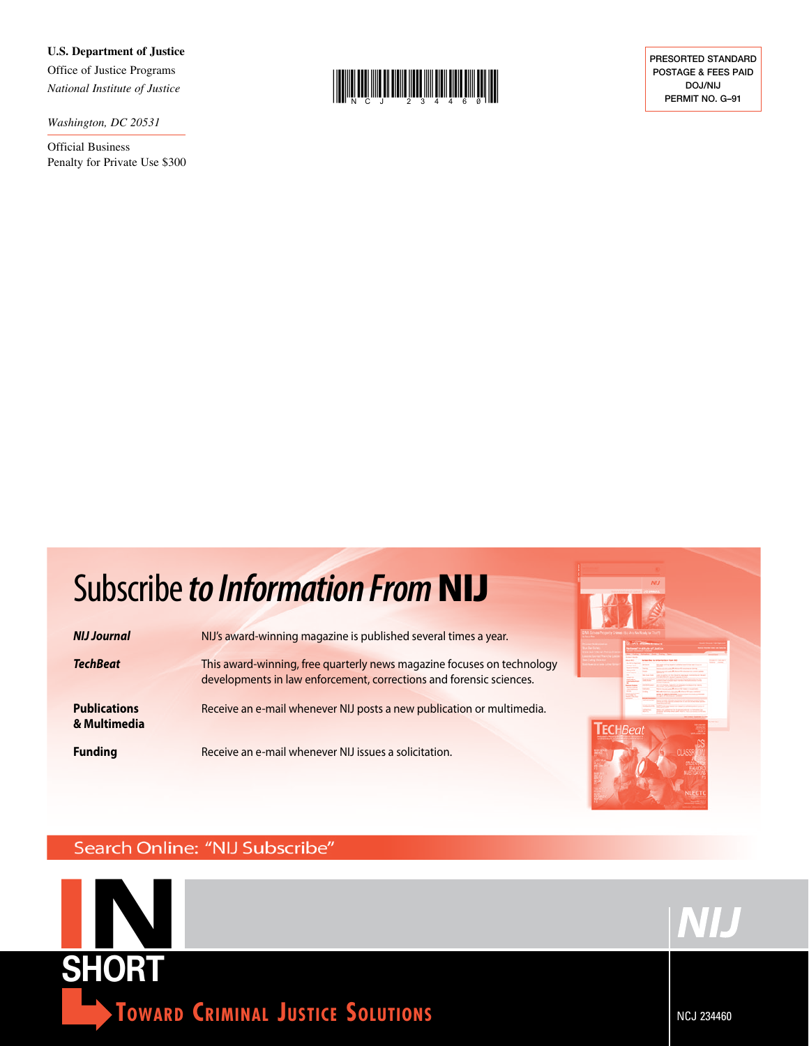**U.S. Department of Justice**

Office of Justice Programs

*National Institute of Justice*

*Washington, DC 20531*

Official Business

Penalty for Private Use $300

PRESORTED STANDARD
POSTAGE & FEES PAID
DOJ/NIJ
PERMIT NO. G–91

# Subscribe *to Information From* NIJ

| | |
|---|---|
| ***NIJ Journal*** | NIJ's award-winning magazine is published several times a year. |
| ***TechBeat*** | This award-winning, free quarterly news magazine focuses on technology developments in law enforcement, corrections and forensic sciences. |
| **Publications & Multimedia** | Receive an e-mail whenever NIJ posts a new publication or multimedia. |
| **Funding** | Receive an e-mail whenever NIJ issues a solicitation. |

Search Online: "NIJ Subscribe"

IN SHORT

TOWARD CRIMINAL JUSTICE SOLUTIONS

NIJ

NCJ 234460